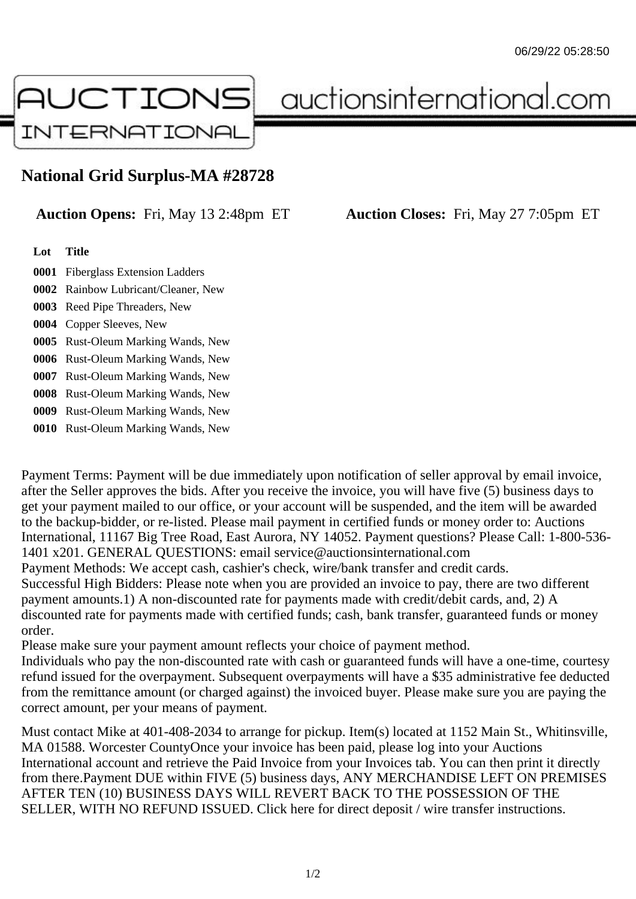06/29/22 05:28:50

# National Grid Surplus-MA #28728

**Auction Opens:** Fri, May 13 2:48pm ET **Auction Closes:** Fri, May 27 7:05pm ET

| Lot | Title |
| --- | --- |
| 0001 | Fiberglass Extension Ladders |
| 0002 | Rainbow Lubricant/Cleaner, New |
| 0003 | Reed Pipe Threaders, New |
| 0004 | Copper Sleeves, New |
| 0005 | Rust-Oleum Marking Wands, New |
| 0006 | Rust-Oleum Marking Wands, New |
| 0007 | Rust-Oleum Marking Wands, New |
| 0008 | Rust-Oleum Marking Wands, New |
| 0009 | Rust-Oleum Marking Wands, New |
| 0010 | Rust-Oleum Marking Wands, New |

Payment Terms: Payment will be due immediately upon notification of seller approval by email invoice, after the Seller approves the bids. After you receive the invoice, you will have five (5) business days to get your payment mailed to our office, or your account will be suspended, and the item will be awarded to the backup-bidder, or re-listed. Please mail payment in certified funds or money order to: Auctions International, 11167 Big Tree Road, East Aurora, NY 14052. Payment questions? Please Call: 1-800-536-1401 x201. GENERAL QUESTIONS: email service@auctionsinternational.com
Payment Methods: We accept cash, cashier's check, wire/bank transfer and credit cards.
Successful High Bidders: Please note when you are provided an invoice to pay, there are two different payment amounts.1) A non-discounted rate for payments made with credit/debit cards, and, 2) A discounted rate for payments made with certified funds; cash, bank transfer, guaranteed funds or money order.
Please make sure your payment amount reflects your choice of payment method.
Individuals who pay the non-discounted rate with cash or guaranteed funds will have a one-time, courtesy refund issued for the overpayment. Subsequent overpayments will have a $35 administrative fee deducted from the remittance amount (or charged against) the invoiced buyer. Please make sure you are paying the correct amount, per your means of payment.

Must contact Mike at 401-408-2034 to arrange for pickup. Item(s) located at 1152 Main St., Whitinsville, MA 01588. Worcester CountyOnce your invoice has been paid, please log into your Auctions International account and retrieve the Paid Invoice from your Invoices tab. You can then print it directly from there.Payment DUE within FIVE (5) business days, ANY MERCHANDISE LEFT ON PREMISES AFTER TEN (10) BUSINESS DAYS WILL REVERT BACK TO THE POSSESSION OF THE SELLER, WITH NO REFUND ISSUED. Click here for direct deposit / wire transfer instructions.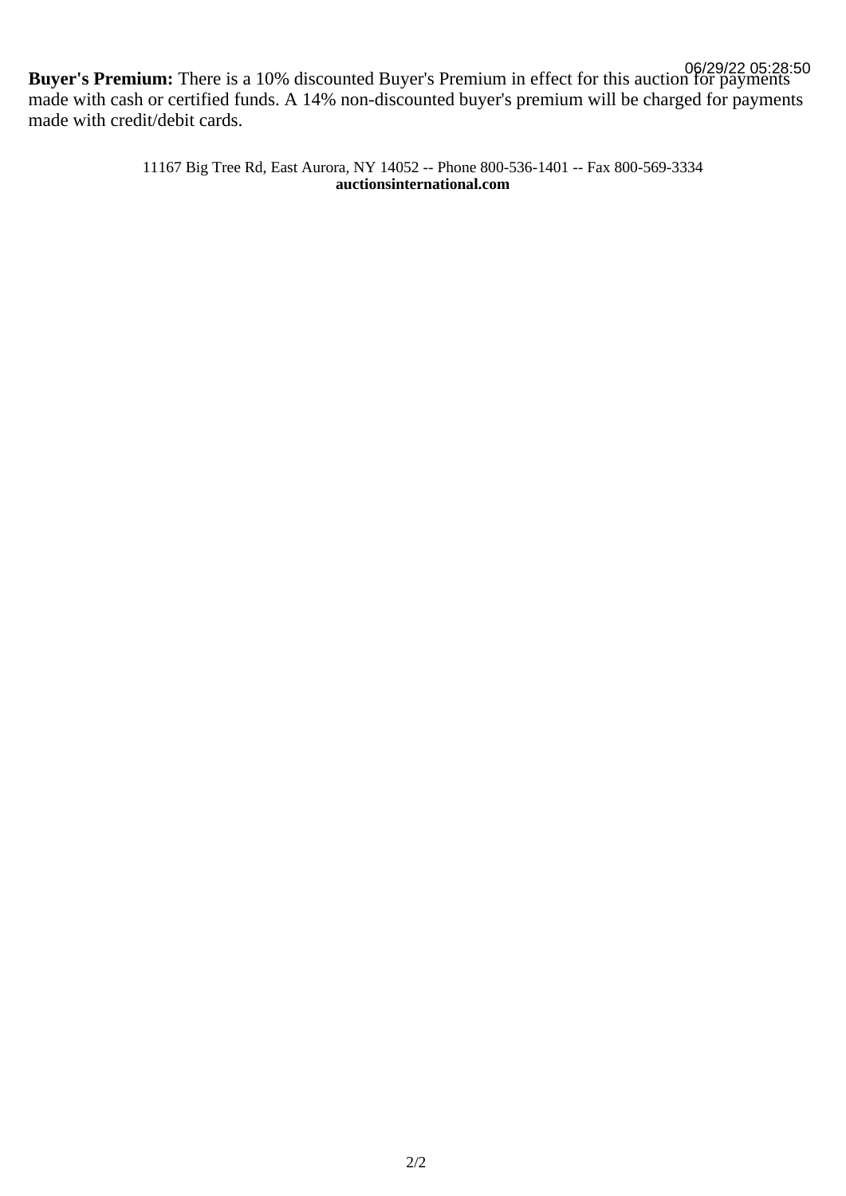**Buyer's Premium:** There is a 10% discounted Buyer's Premium in effect for this auction for payments made with cash or certified funds. A 14% non-discounted buyer's premium will be charged for payments made with credit/debit cards.

11167 Big Tree Rd, East Aurora, NY 14052 -- Phone 800-536-1401 -- Fax 800-569-3334
**auctionsinternational.com**